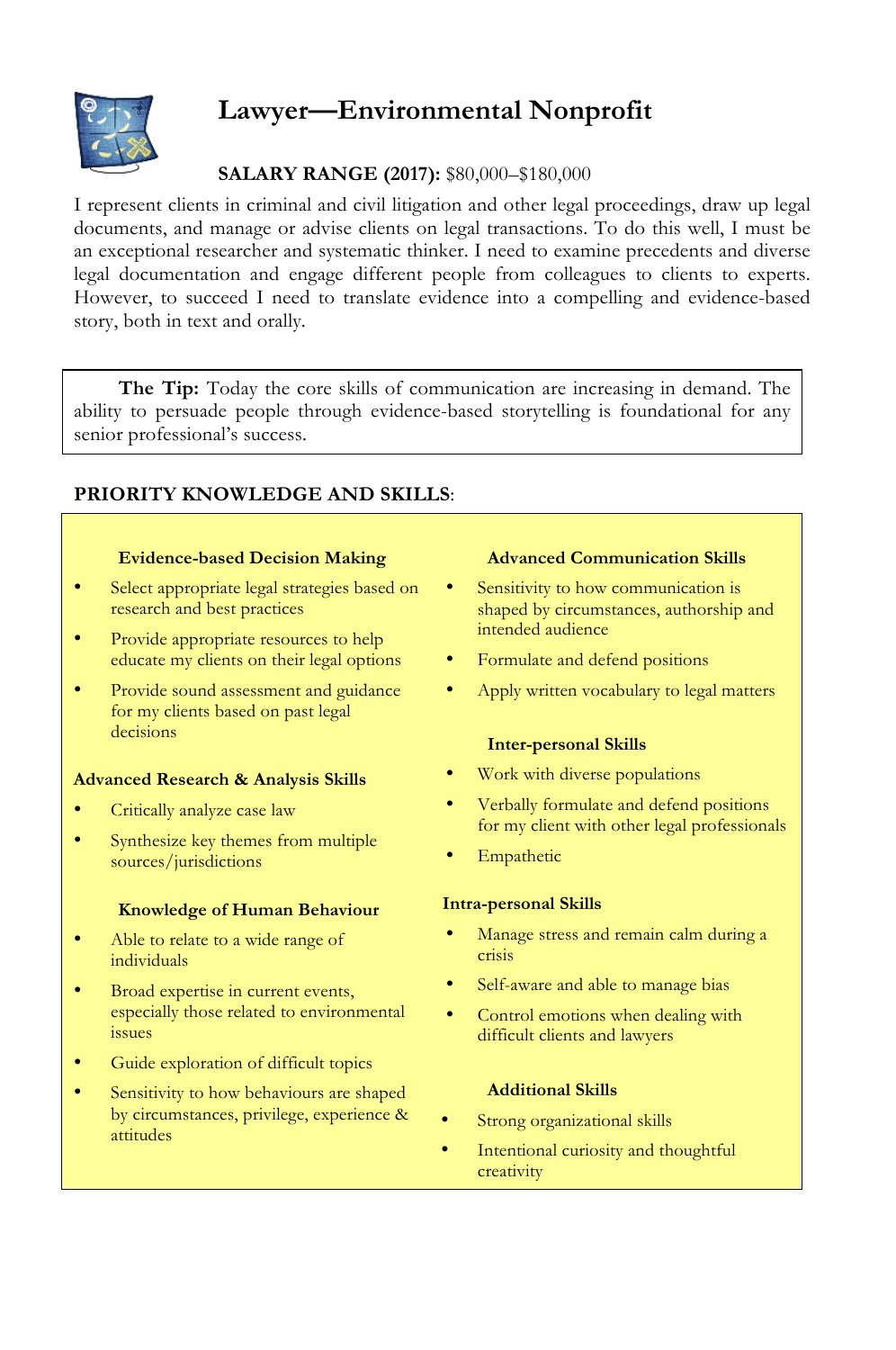# Lawyer—Environmental Nonprofit

**SALARY RANGE (2017):** $80,000–$180,000

I represent clients in criminal and civil litigation and other legal proceedings, draw up legal documents, and manage or advise clients on legal transactions. To do this well, I must be an exceptional researcher and systematic thinker. I need to examine precedents and diverse legal documentation and engage different people from colleagues to clients to experts. However, to succeed I need to translate evidence into a compelling and evidence-based story, both in text and orally.

> **The Tip:** Today the core skills of communication are increasing in demand. The ability to persuade people through evidence-based storytelling is foundational for any senior professional's success.

## PRIORITY KNOWLEDGE AND SKILLS:

### Evidence-based Decision Making

- Select appropriate legal strategies based on research and best practices
- Provide appropriate resources to help educate my clients on their legal options
- Provide sound assessment and guidance for my clients based on past legal decisions

### Advanced Research & Analysis Skills

- Critically analyze case law
- Synthesize key themes from multiple sources/jurisdictions

### Knowledge of Human Behaviour

- Able to relate to a wide range of individuals
- Broad expertise in current events, especially those related to environmental issues
- Guide exploration of difficult topics
- Sensitivity to how behaviours are shaped by circumstances, privilege, experience & attitudes

### Advanced Communication Skills

- Sensitivity to how communication is shaped by circumstances, authorship and intended audience
- Formulate and defend positions
- Apply written vocabulary to legal matters

### Inter-personal Skills

- Work with diverse populations
- Verbally formulate and defend positions for my client with other legal professionals
- Empathetic

### Intra-personal Skills

- Manage stress and remain calm during a crisis
- Self-aware and able to manage bias
- Control emotions when dealing with difficult clients and lawyers

### Additional Skills

- Strong organizational skills
- Intentional curiosity and thoughtful creativity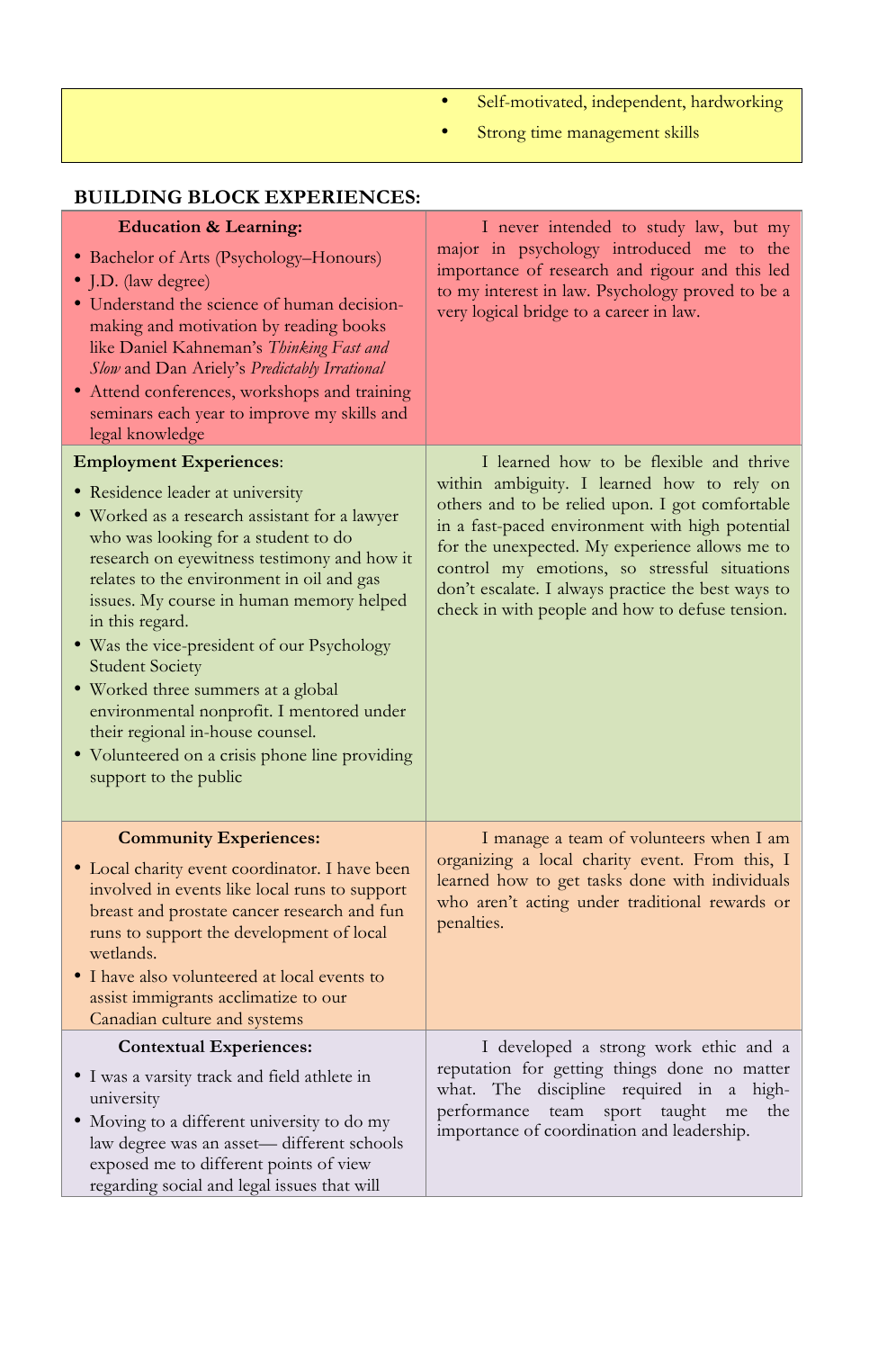| | |
|---|---|
| | • Self-motivated, independent, hardworking<br>• Strong time management skills |

**BUILDING BLOCK EXPERIENCES:**

| | |
|---|---|
| **Education & Learning:**<br>• Bachelor of Arts (Psychology–Honours)<br>• J.D. (law degree)<br>• Understand the science of human decision-making and motivation by reading books like Daniel Kahneman's *Thinking Fast and Slow* and Dan Ariely's *Predictably Irrational*<br>• Attend conferences, workshops and training seminars each year to improve my skills and legal knowledge | I never intended to study law, but my major in psychology introduced me to the importance of research and rigour and this led to my interest in law. Psychology proved to be a very logical bridge to a career in law. |
| **Employment Experiences**:<br>• Residence leader at university<br>• Worked as a research assistant for a lawyer who was looking for a student to do research on eyewitness testimony and how it relates to the environment in oil and gas issues. My course in human memory helped in this regard.<br>• Was the vice-president of our Psychology Student Society<br>• Worked three summers at a global environmental nonprofit. I mentored under their regional in-house counsel.<br>• Volunteered on a crisis phone line providing support to the public | I learned how to be flexible and thrive within ambiguity. I learned how to rely on others and to be relied upon. I got comfortable in a fast-paced environment with high potential for the unexpected. My experience allows me to control my emotions, so stressful situations don't escalate. I always practice the best ways to check in with people and how to defuse tension. |
| **Community Experiences:**<br>• Local charity event coordinator. I have been involved in events like local runs to support breast and prostate cancer research and fun runs to support the development of local wetlands.<br>• I have also volunteered at local events to assist immigrants acclimatize to our Canadian culture and systems | I manage a team of volunteers when I am organizing a local charity event. From this, I learned how to get tasks done with individuals who aren't acting under traditional rewards or penalties. |
| **Contextual Experiences:**<br>• I was a varsity track and field athlete in university<br>• Moving to a different university to do my law degree was an asset— different schools exposed me to different points of view regarding social and legal issues that will | I developed a strong work ethic and a reputation for getting things done no matter what. The discipline required in a high-performance team sport taught me the importance of coordination and leadership. |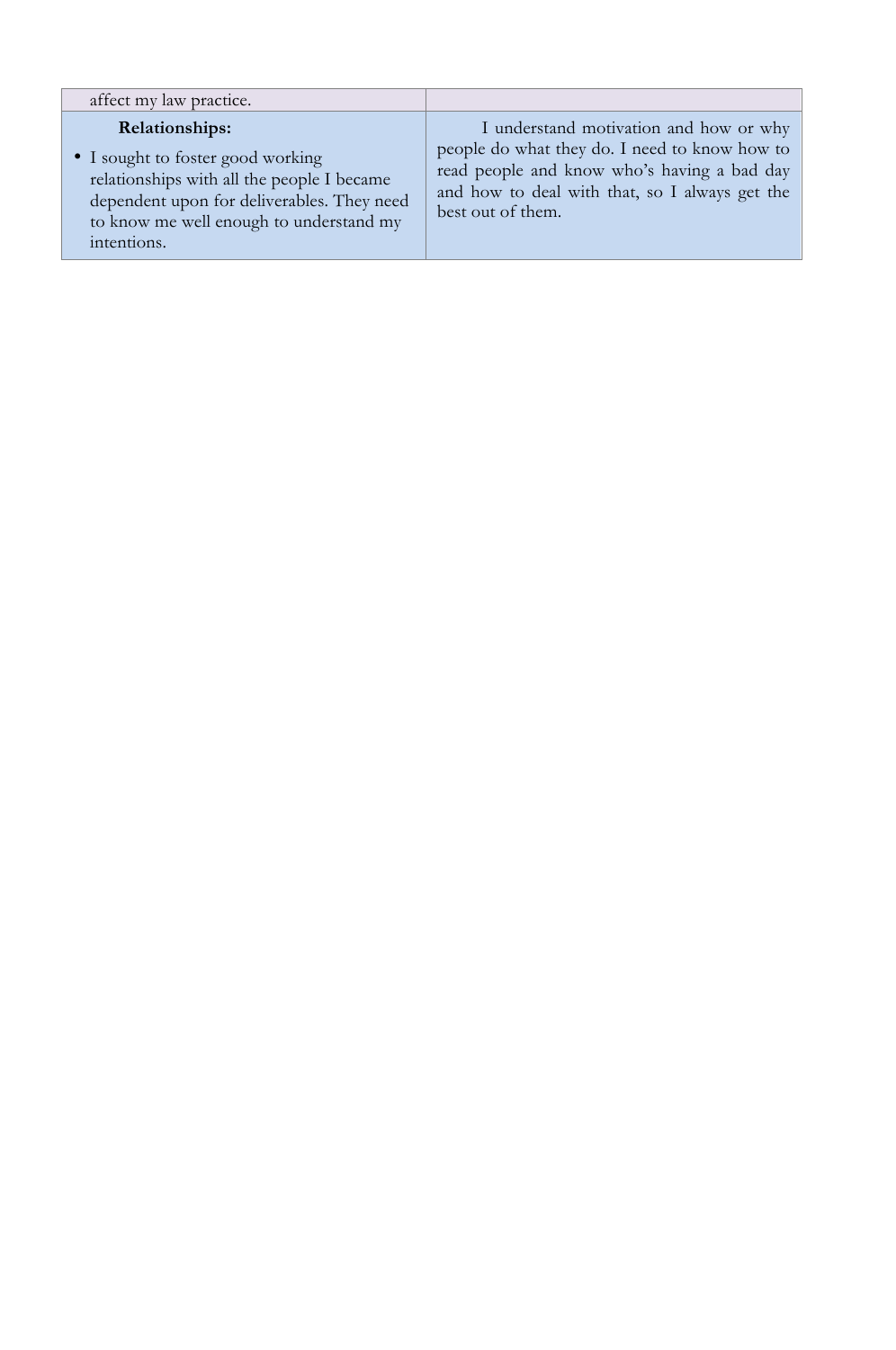| | |
|---|---|
| affect my law practice. | |
| **Relationships:**<br>• I sought to foster good working relationships with all the people I became dependent upon for deliverables. They need to know me well enough to understand my intentions. | I understand motivation and how or why people do what they do. I need to know how to read people and know who's having a bad day and how to deal with that, so I always get the best out of them. |